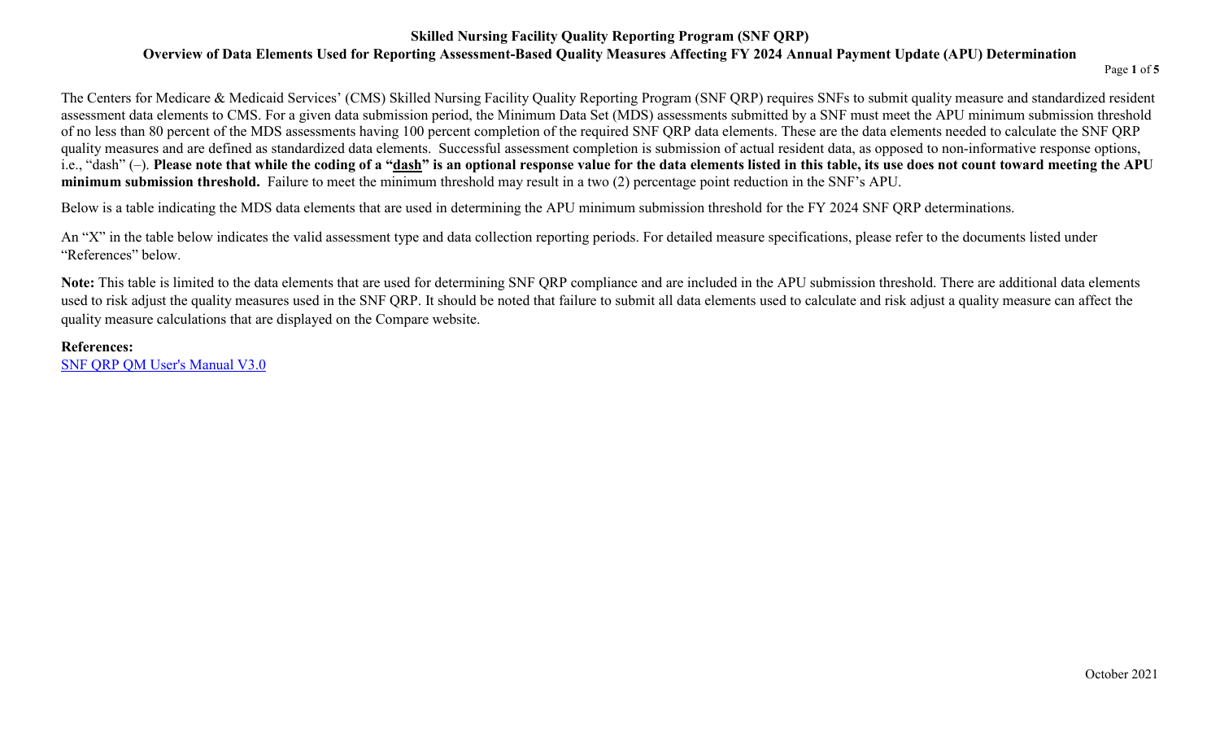# Skilled Nursing Facility Quality Reporting Program (SNF QRP)

## Overview of Data Elements Used for Reporting Assessment-Based Quality Measures Affecting FY 2024 Annual Payment Update (APU) Determination

The Centers for Medicare & Medicaid Services' (CMS) Skilled Nursing Facility Quality Reporting Program (SNF QRP) requires SNFs to submit quality measure and standardized resident assessment data elements to CMS. For a given data submission period, the Minimum Data Set (MDS) assessments submitted by a SNF must meet the APU minimum submission threshold of no less than 80 percent of the MDS assessments having 100 percent completion of the required SNF QRP data elements. These are the data elements needed to calculate the SNF QRP quality measures and are defined as standardized data elements. Successful assessment completion is submission of actual resident data, as opposed to non-informative response options, i.e., "dash" (–). **Please note that while the coding of a "dash" is an optional response value for the data elements listed in this table, its use does not count toward meeting the APU minimum submission threshold.** Failure to meet the minimum threshold may result in a two (2) percentage point reduction in the SNF's APU.

Below is a table indicating the MDS data elements that are used in determining the APU minimum submission threshold for the FY 2024 SNF QRP determinations.

An "X" in the table below indicates the valid assessment type and data collection reporting periods. For detailed measure specifications, please refer to the documents listed under "References" below.

**Note:** This table is limited to the data elements that are used for determining SNF QRP compliance and are included in the APU submission threshold. There are additional data elements used to risk adjust the quality measures used in the SNF QRP. It should be noted that failure to submit all data elements used to calculate and risk adjust a quality measure can affect the quality measure calculations that are displayed on the Compare website.

**References:**

SNF QRP QM User's Manual V3.0

October 2021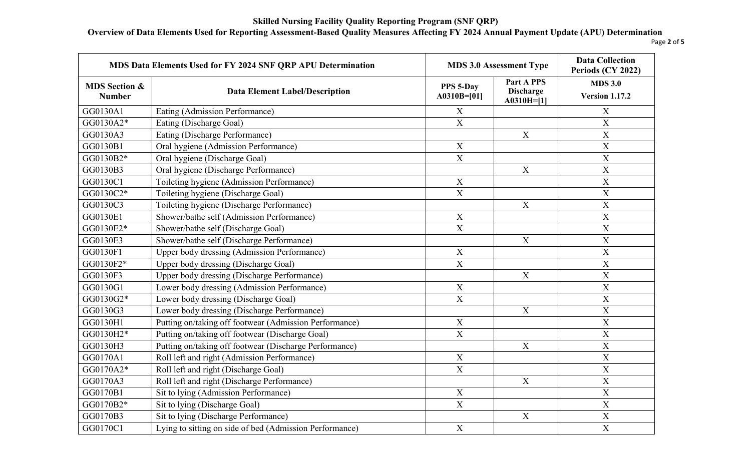**Skilled Nursing Facility Quality Reporting Program (SNF QRP)**

**Overview of Data Elements Used for Reporting Assessment-Based Quality Measures Affecting FY 2024 Annual Payment Update (APU) Determination**

| MDS Data Elements Used for FY 2024 SNF QRP APU Determination | | MDS 3.0 Assessment Type | | Data Collection Periods (CY 2022) |
|---|---|---|---|---|
| **MDS Section & Number** | **Data Element Label/Description** | **PPS 5-Day A0310B=[01]** | **Part A PPS Discharge A0310H=[1]** | **MDS 3.0 Version 1.17.2** |
| GG0130A1 | Eating (Admission Performance) | X | | X |
| GG0130A2* | Eating (Discharge Goal) | X | | X |
| GG0130A3 | Eating (Discharge Performance) | | X | X |
| GG0130B1 | Oral hygiene (Admission Performance) | X | | X |
| GG0130B2* | Oral hygiene (Discharge Goal) | X | | X |
| GG0130B3 | Oral hygiene (Discharge Performance) | | X | X |
| GG0130C1 | Toileting hygiene (Admission Performance) | X | | X |
| GG0130C2* | Toileting hygiene (Discharge Goal) | X | | X |
| GG0130C3 | Toileting hygiene (Discharge Performance) | | X | X |
| GG0130E1 | Shower/bathe self (Admission Performance) | X | | X |
| GG0130E2* | Shower/bathe self (Discharge Goal) | X | | X |
| GG0130E3 | Shower/bathe self (Discharge Performance) | | X | X |
| GG0130F1 | Upper body dressing (Admission Performance) | X | | X |
| GG0130F2* | Upper body dressing (Discharge Goal) | X | | X |
| GG0130F3 | Upper body dressing (Discharge Performance) | | X | X |
| GG0130G1 | Lower body dressing (Admission Performance) | X | | X |
| GG0130G2* | Lower body dressing (Discharge Goal) | X | | X |
| GG0130G3 | Lower body dressing (Discharge Performance) | | X | X |
| GG0130H1 | Putting on/taking off footwear (Admission Performance) | X | | X |
| GG0130H2* | Putting on/taking off footwear (Discharge Goal) | X | | X |
| GG0130H3 | Putting on/taking off footwear (Discharge Performance) | | X | X |
| GG0170A1 | Roll left and right (Admission Performance) | X | | X |
| GG0170A2* | Roll left and right (Discharge Goal) | X | | X |
| GG0170A3 | Roll left and right (Discharge Performance) | | X | X |
| GG0170B1 | Sit to lying (Admission Performance) | X | | X |
| GG0170B2* | Sit to lying (Discharge Goal) | X | | X |
| GG0170B3 | Sit to lying (Discharge Performance) | | X | X |
| GG0170C1 | Lying to sitting on side of bed (Admission Performance) | X | | X |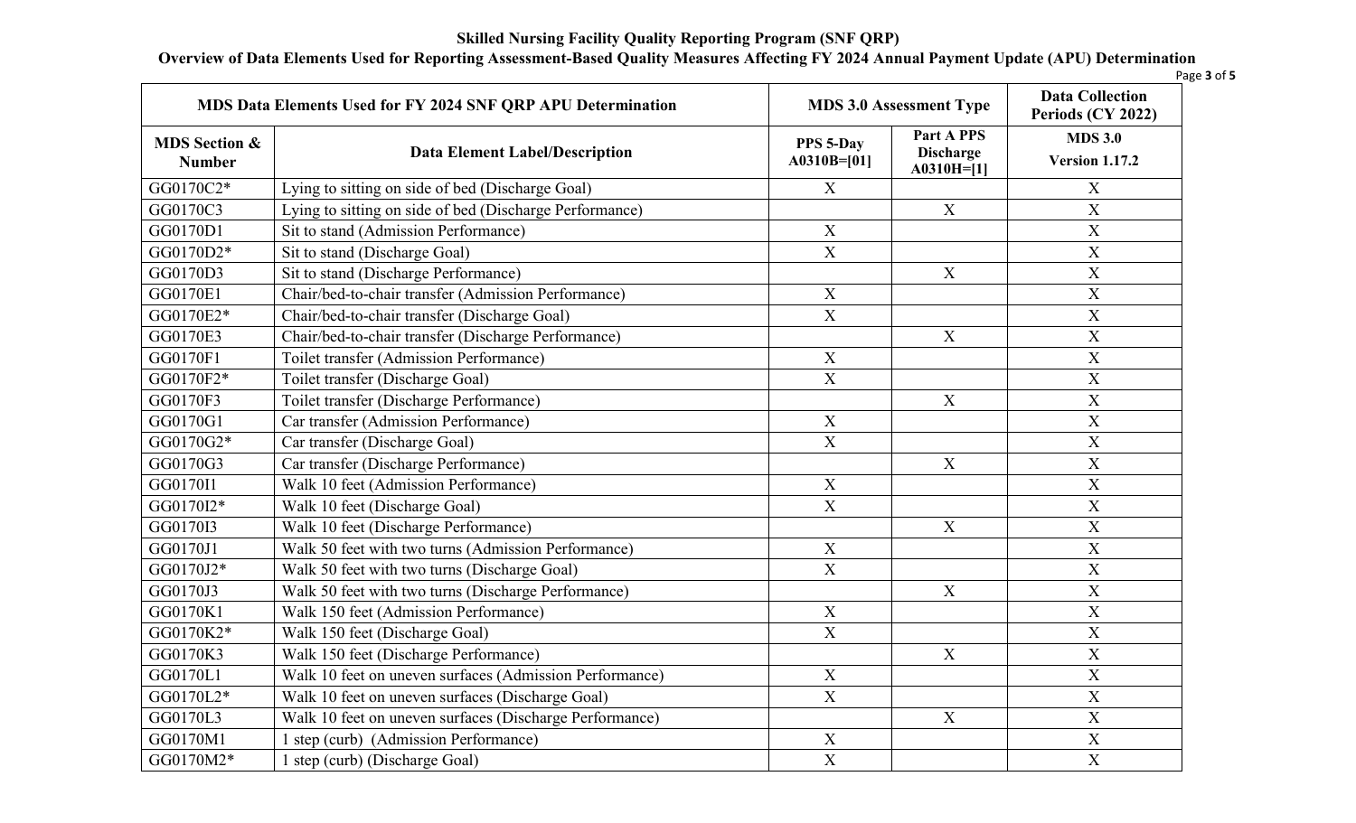**Skilled Nursing Facility Quality Reporting Program (SNF QRP)**

**Overview of Data Elements Used for Reporting Assessment-Based Quality Measures Affecting FY 2024 Annual Payment Update (APU) Determination**

| MDS Data Elements Used for FY 2024 SNF QRP APU Determination | | MDS 3.0 Assessment Type | | Data Collection Periods (CY 2022) |
|---|---|---|---|---|
| **MDS Section & Number** | **Data Element Label/Description** | **PPS 5-Day A0310B=[01]** | **Part A PPS Discharge A0310H=[1]** | **MDS 3.0 Version 1.17.2** |
| GG0170C2* | Lying to sitting on side of bed (Discharge Goal) | X | | X |
| GG0170C3 | Lying to sitting on side of bed (Discharge Performance) | | X | X |
| GG0170D1 | Sit to stand (Admission Performance) | X | | X |
| GG0170D2* | Sit to stand (Discharge Goal) | X | | X |
| GG0170D3 | Sit to stand (Discharge Performance) | | X | X |
| GG0170E1 | Chair/bed-to-chair transfer (Admission Performance) | X | | X |
| GG0170E2* | Chair/bed-to-chair transfer (Discharge Goal) | X | | X |
| GG0170E3 | Chair/bed-to-chair transfer (Discharge Performance) | | X | X |
| GG0170F1 | Toilet transfer (Admission Performance) | X | | X |
| GG0170F2* | Toilet transfer (Discharge Goal) | X | | X |
| GG0170F3 | Toilet transfer (Discharge Performance) | | X | X |
| GG0170G1 | Car transfer (Admission Performance) | X | | X |
| GG0170G2* | Car transfer (Discharge Goal) | X | | X |
| GG0170G3 | Car transfer (Discharge Performance) | | X | X |
| GG0170I1 | Walk 10 feet (Admission Performance) | X | | X |
| GG0170I2* | Walk 10 feet (Discharge Goal) | X | | X |
| GG0170I3 | Walk 10 feet (Discharge Performance) | | X | X |
| GG0170J1 | Walk 50 feet with two turns (Admission Performance) | X | | X |
| GG0170J2* | Walk 50 feet with two turns (Discharge Goal) | X | | X |
| GG0170J3 | Walk 50 feet with two turns (Discharge Performance) | | X | X |
| GG0170K1 | Walk 150 feet (Admission Performance) | X | | X |
| GG0170K2* | Walk 150 feet (Discharge Goal) | X | | X |
| GG0170K3 | Walk 150 feet (Discharge Performance) | | X | X |
| GG0170L1 | Walk 10 feet on uneven surfaces (Admission Performance) | X | | X |
| GG0170L2* | Walk 10 feet on uneven surfaces (Discharge Goal) | X | | X |
| GG0170L3 | Walk 10 feet on uneven surfaces (Discharge Performance) | | X | X |
| GG0170M1 | 1 step (curb) (Admission Performance) | X | | X |
| GG0170M2* | 1 step (curb) (Discharge Goal) | X | | X |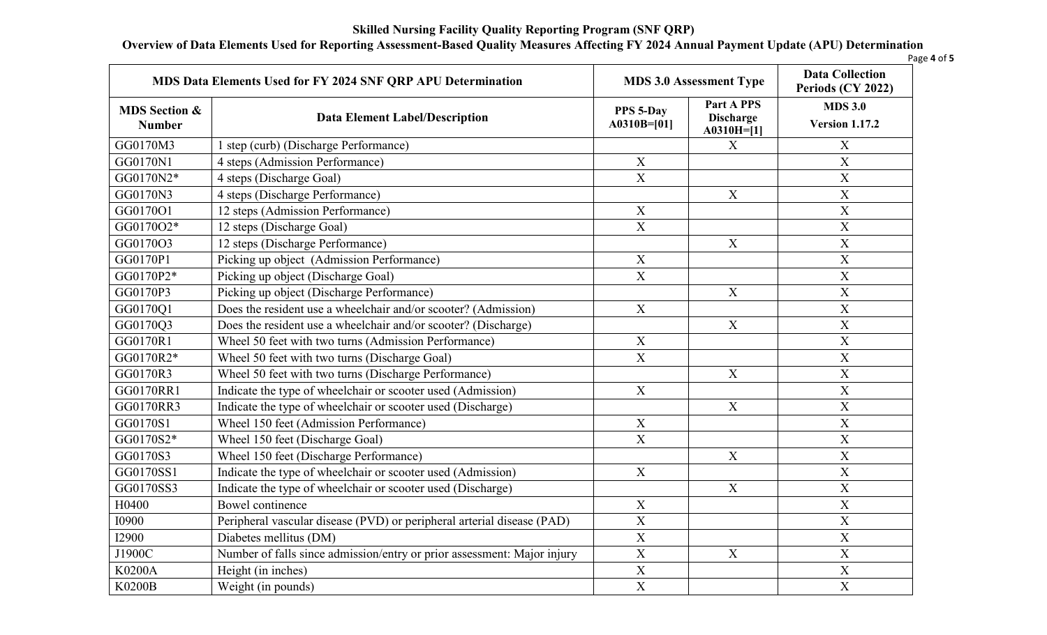**Skilled Nursing Facility Quality Reporting Program (SNF QRP)**

**Overview of Data Elements Used for Reporting Assessment-Based Quality Measures Affecting FY 2024 Annual Payment Update (APU) Determination**

| MDS Data Elements Used for FY 2024 SNF QRP APU Determination | | MDS 3.0 Assessment Type | | Data Collection Periods (CY 2022) |
|---|---|---|---|---|
| **MDS Section & Number** | **Data Element Label/Description** | **PPS 5-Day A0310B=[01]** | **Part A PPS Discharge A0310H=[1]** | **MDS 3.0 Version 1.17.2** |
| GG0170M3 | 1 step (curb) (Discharge Performance) | | X | X |
| GG0170N1 | 4 steps (Admission Performance) | X | | X |
| GG0170N2* | 4 steps (Discharge Goal) | X | | X |
| GG0170N3 | 4 steps (Discharge Performance) | | X | X |
| GG0170O1 | 12 steps (Admission Performance) | X | | X |
| GG0170O2* | 12 steps (Discharge Goal) | X | | X |
| GG0170O3 | 12 steps (Discharge Performance) | | X | X |
| GG0170P1 | Picking up object (Admission Performance) | X | | X |
| GG0170P2* | Picking up object (Discharge Goal) | X | | X |
| GG0170P3 | Picking up object (Discharge Performance) | | X | X |
| GG0170Q1 | Does the resident use a wheelchair and/or scooter? (Admission) | X | | X |
| GG0170Q3 | Does the resident use a wheelchair and/or scooter? (Discharge) | | X | X |
| GG0170R1 | Wheel 50 feet with two turns (Admission Performance) | X | | X |
| GG0170R2* | Wheel 50 feet with two turns (Discharge Goal) | X | | X |
| GG0170R3 | Wheel 50 feet with two turns (Discharge Performance) | | X | X |
| GG0170RR1 | Indicate the type of wheelchair or scooter used (Admission) | X | | X |
| GG0170RR3 | Indicate the type of wheelchair or scooter used (Discharge) | | X | X |
| GG0170S1 | Wheel 150 feet (Admission Performance) | X | | X |
| GG0170S2* | Wheel 150 feet (Discharge Goal) | X | | X |
| GG0170S3 | Wheel 150 feet (Discharge Performance) | | X | X |
| GG0170SS1 | Indicate the type of wheelchair or scooter used (Admission) | X | | X |
| GG0170SS3 | Indicate the type of wheelchair or scooter used (Discharge) | | X | X |
| H0400 | Bowel continence | X | | X |
| I0900 | Peripheral vascular disease (PVD) or peripheral arterial disease (PAD) | X | | X |
| I2900 | Diabetes mellitus (DM) | X | | X |
| J1900C | Number of falls since admission/entry or prior assessment: Major injury | X | X | X |
| K0200A | Height (in inches) | X | | X |
| K0200B | Weight (in pounds) | X | | X |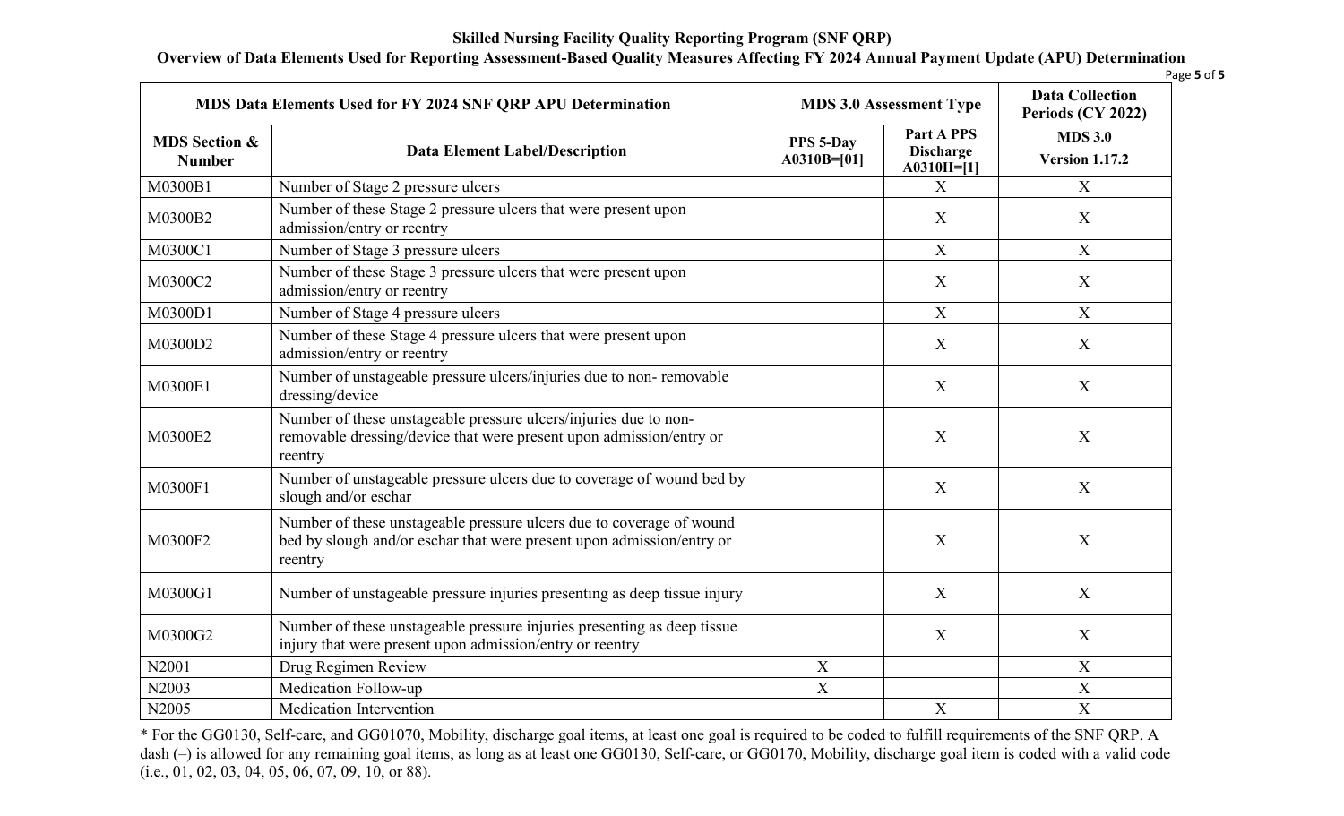**Skilled Nursing Facility Quality Reporting Program (SNF QRP)**

**Overview of Data Elements Used for Reporting Assessment-Based Quality Measures Affecting FY 2024 Annual Payment Update (APU) Determination**

| MDS Data Elements Used for FY 2024 SNF QRP APU Determination | | MDS 3.0 Assessment Type | | Data Collection Periods (CY 2022) |
|---|---|---|---|---|
| **MDS Section & Number** | **Data Element Label/Description** | **PPS 5-Day A0310B=[01]** | **Part A PPS Discharge A0310H=[1]** | **MDS 3.0 Version 1.17.2** |
| M0300B1 | Number of Stage 2 pressure ulcers | | X | X |
| M0300B2 | Number of these Stage 2 pressure ulcers that were present upon admission/entry or reentry | | X | X |
| M0300C1 | Number of Stage 3 pressure ulcers | | X | X |
| M0300C2 | Number of these Stage 3 pressure ulcers that were present upon admission/entry or reentry | | X | X |
| M0300D1 | Number of Stage 4 pressure ulcers | | X | X |
| M0300D2 | Number of these Stage 4 pressure ulcers that were present upon admission/entry or reentry | | X | X |
| M0300E1 | Number of unstageable pressure ulcers/injuries due to non- removable dressing/device | | X | X |
| M0300E2 | Number of these unstageable pressure ulcers/injuries due to non-removable dressing/device that were present upon admission/entry or reentry | | X | X |
| M0300F1 | Number of unstageable pressure ulcers due to coverage of wound bed by slough and/or eschar | | X | X |
| M0300F2 | Number of these unstageable pressure ulcers due to coverage of wound bed by slough and/or eschar that were present upon admission/entry or reentry | | X | X |
| M0300G1 | Number of unstageable pressure injuries presenting as deep tissue injury | | X | X |
| M0300G2 | Number of these unstageable pressure injuries presenting as deep tissue injury that were present upon admission/entry or reentry | | X | X |
| N2001 | Drug Regimen Review | X | | X |
| N2003 | Medication Follow-up | X | | X |
| N2005 | Medication Intervention | | X | X |

* For the GG0130, Self-care, and GG01070, Mobility, discharge goal items, at least one goal is required to be coded to fulfill requirements of the SNF QRP. A dash (–) is allowed for any remaining goal items, as long as at least one GG0130, Self-care, or GG0170, Mobility, discharge goal item is coded with a valid code (i.e., 01, 02, 03, 04, 05, 06, 07, 09, 10, or 88).